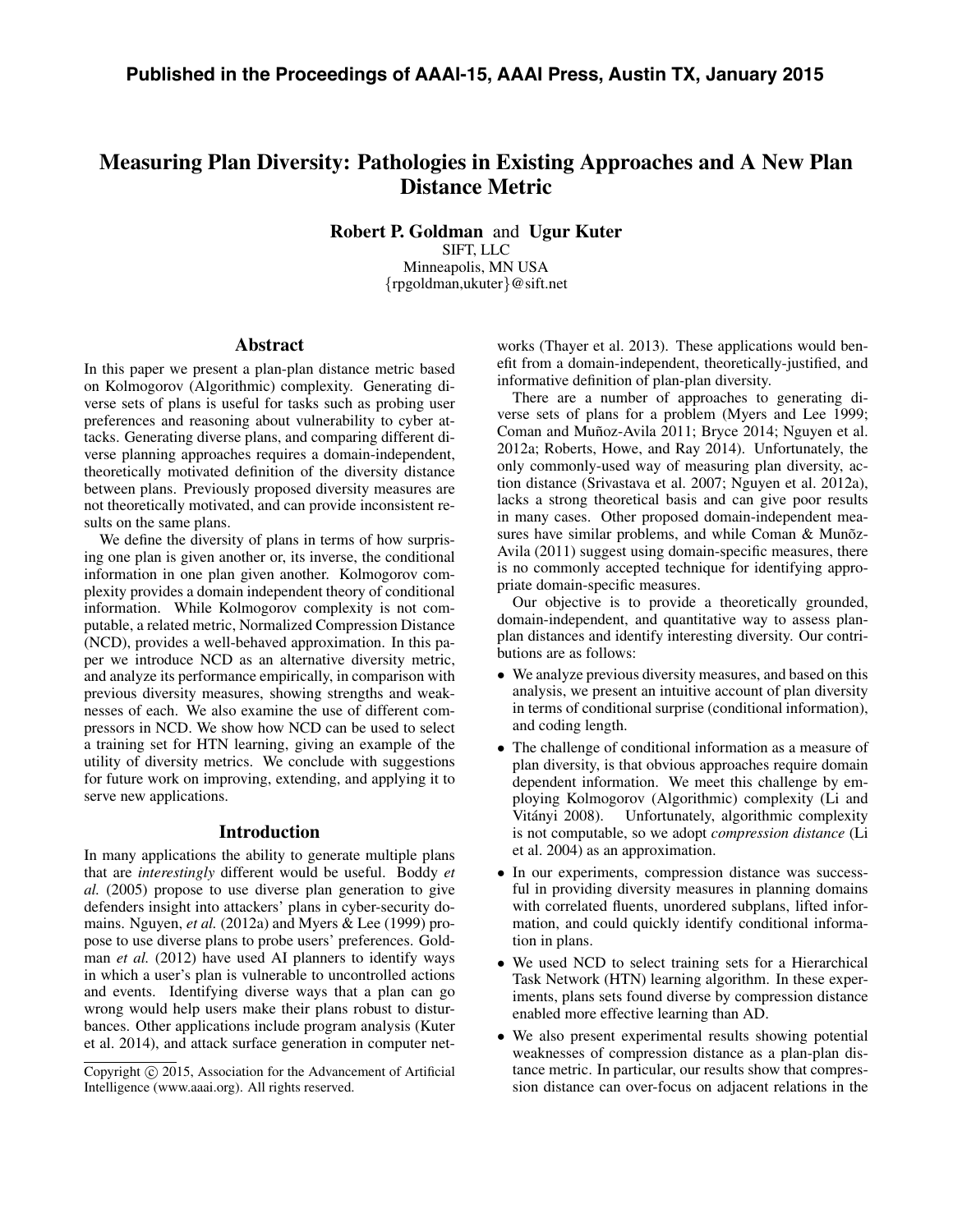**Published in the Proceedings of AAAI-15, AAAI Press, Austin TX, January 2015**

# Measuring Plan Diversity: Pathologies in Existing Approaches and A New Plan Distance Metric

**Robert P. Goldman** and **Ugur Kuter**
SIFT, LLC
Minneapolis, MN USA
{rpgoldman,ukuter}@sift.net

## Abstract

In this paper we present a plan-plan distance metric based on Kolmogorov (Algorithmic) complexity. Generating diverse sets of plans is useful for tasks such as probing user preferences and reasoning about vulnerability to cyber attacks. Generating diverse plans, and comparing different diverse planning approaches requires a domain-independent, theoretically motivated definition of the diversity distance between plans. Previously proposed diversity measures are not theoretically motivated, and can provide inconsistent results on the same plans.

We define the diversity of plans in terms of how surprising one plan is given another or, its inverse, the conditional information in one plan given another. Kolmogorov complexity provides a domain independent theory of conditional information. While Kolmogorov complexity is not computable, a related metric, Normalized Compression Distance (NCD), provides a well-behaved approximation. In this paper we introduce NCD as an alternative diversity metric, and analyze its performance empirically, in comparison with previous diversity measures, showing strengths and weaknesses of each. We also examine the use of different compressors in NCD. We show how NCD can be used to select a training set for HTN learning, giving an example of the utility of diversity metrics. We conclude with suggestions for future work on improving, extending, and applying it to serve new applications.

## Introduction

In many applications the ability to generate multiple plans that are *interestingly* different would be useful. Boddy *et al.* (2005) propose to use diverse plan generation to give defenders insight into attackers' plans in cyber-security domains. Nguyen, *et al.* (2012a) and Myers & Lee (1999) propose to use diverse plans to probe users' preferences. Goldman *et al.* (2012) have used AI planners to identify ways in which a user's plan is vulnerable to uncontrolled actions and events. Identifying diverse ways that a plan can go wrong would help users make their plans robust to disturbances. Other applications include program analysis (Kuter et al. 2014), and attack surface generation in computer networks (Thayer et al. 2013). These applications would benefit from a domain-independent, theoretically-justified, and informative definition of plan-plan diversity.

There are a number of approaches to generating diverse sets of plans for a problem (Myers and Lee 1999; Coman and Muñoz-Avila 2011; Bryce 2014; Nguyen et al. 2012a; Roberts, Howe, and Ray 2014). Unfortunately, the only commonly-used way of measuring plan diversity, action distance (Srivastava et al. 2007; Nguyen et al. 2012a), lacks a strong theoretical basis and can give poor results in many cases. Other proposed domain-independent measures have similar problems, and while Coman & Munõz-Avila (2011) suggest using domain-specific measures, there is no commonly accepted technique for identifying appropriate domain-specific measures.

Our objective is to provide a theoretically grounded, domain-independent, and quantitative way to assess plan-plan distances and identify interesting diversity. Our contributions are as follows:

- We analyze previous diversity measures, and based on this analysis, we present an intuitive account of plan diversity in terms of conditional surprise (conditional information), and coding length.
- The challenge of conditional information as a measure of plan diversity, is that obvious approaches require domain dependent information. We meet this challenge by employing Kolmogorov (Algorithmic) complexity (Li and Vitányi 2008). Unfortunately, algorithmic complexity is not computable, so we adopt *compression distance* (Li et al. 2004) as an approximation.
- In our experiments, compression distance was successful in providing diversity measures in planning domains with correlated fluents, unordered subplans, lifted information, and could quickly identify conditional information in plans.
- We used NCD to select training sets for a Hierarchical Task Network (HTN) learning algorithm. In these experiments, plans sets found diverse by compression distance enabled more effective learning than AD.
- We also present experimental results showing potential weaknesses of compression distance as a plan-plan distance metric. In particular, our results show that compression distance can over-focus on adjacent relations in the

Copyright © 2015, Association for the Advancement of Artificial Intelligence (www.aaai.org). All rights reserved.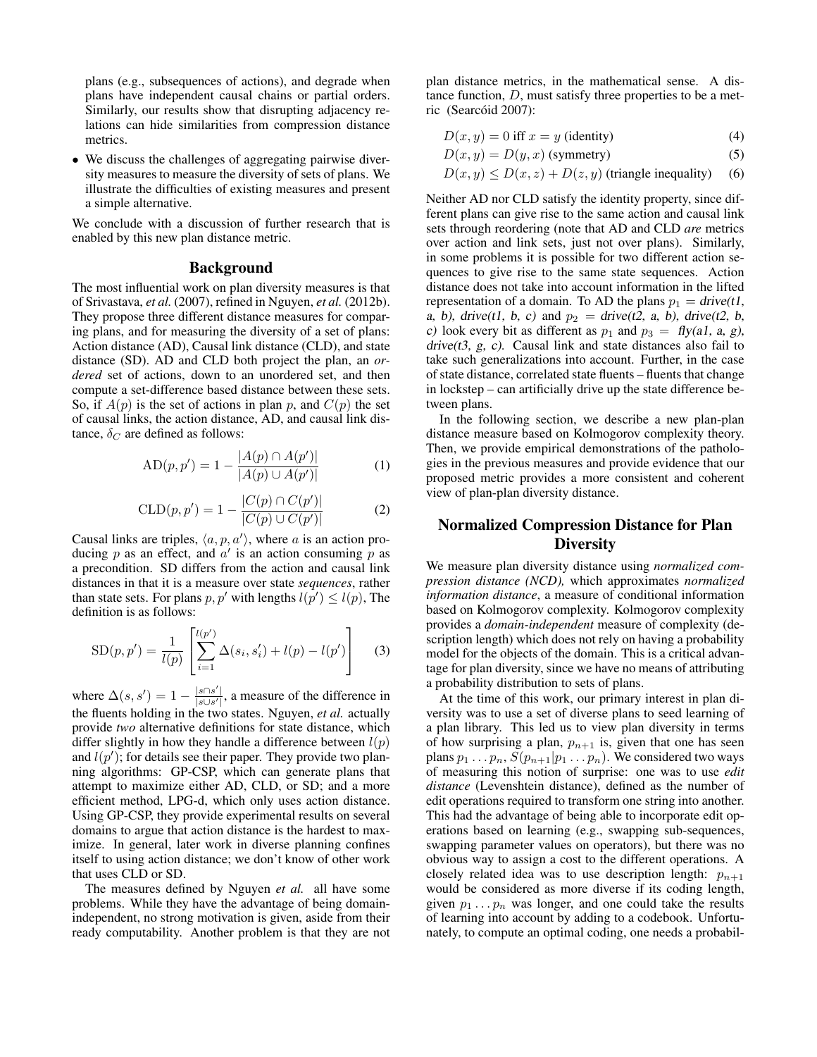plans (e.g., subsequences of actions), and degrade when plans have independent causal chains or partial orders. Similarly, our results show that disrupting adjacency relations can hide similarities from compression distance metrics.

- We discuss the challenges of aggregating pairwise diversity measures to measure the diversity of sets of plans. We illustrate the difficulties of existing measures and present a simple alternative.

We conclude with a discussion of further research that is enabled by this new plan distance metric.

## Background

The most influential work on plan diversity measures is that of Srivastava, *et al.* (2007), refined in Nguyen, *et al.* (2012b). They propose three different distance measures for comparing plans, and for measuring the diversity of a set of plans: Action distance (AD), Causal link distance (CLD), and state distance (SD). AD and CLD both project the plan, an *ordered* set of actions, down to an unordered set, and then compute a set-difference based distance between these sets. So, if $A(p)$ is the set of actions in plan $p$, and $C(p)$ the set of causal links, the action distance, AD, and causal link distance, $\delta_C$ are defined as follows:

$$\mathrm{AD}(p, p') = 1 - \frac{|A(p) \cap A(p')|}{|A(p) \cup A(p')|} \tag{1}$$

$$\mathrm{CLD}(p, p') = 1 - \frac{|C(p) \cap C(p')|}{|C(p) \cup C(p')|} \tag{2}$$

Causal links are triples, $\langle a, p, a' \rangle$, where $a$ is an action producing $p$ as an effect, and $a'$ is an action consuming $p$ as a precondition. SD differs from the action and causal link distances in that it is a measure over state *sequences*, rather than state sets. For plans $p, p'$ with lengths $l(p') \leq l(p)$, The definition is as follows:

$$\mathrm{SD}(p, p') = \frac{1}{l(p)} \left[ \sum_{i=1}^{l(p')} \Delta(s_i, s'_i) + l(p) - l(p') \right] \tag{3}$$

where $\Delta(s, s') = 1 - \frac{|s \cap s'|}{|s \cup s'|}$, a measure of the difference in the fluents holding in the two states. Nguyen, *et al.* actually provide *two* alternative definitions for state distance, which differ slightly in how they handle a difference between $l(p)$ and $l(p')$; for details see their paper. They provide two planning algorithms: GP-CSP, which can generate plans that attempt to maximize either AD, CLD, or SD; and a more efficient method, LPG-d, which only uses action distance. Using GP-CSP, they provide experimental results on several domains to argue that action distance is the hardest to maximize. In general, later work in diverse planning confines itself to using action distance; we don't know of other work that uses CLD or SD.

The measures defined by Nguyen *et al.* all have some problems. While they have the advantage of being domain-independent, no strong motivation is given, aside from their ready computability. Another problem is that they are not plan distance metrics, in the mathematical sense. A distance function, $D$, must satisfy three properties to be a metric (Searcóid 2007):

$$D(x, y) = 0 \text{ iff } x = y \text{ (identity)} \tag{4}$$

$$D(x, y) = D(y, x) \text{ (symmetry)} \tag{5}$$

$$D(x, y) \leq D(x, z) + D(z, y) \text{ (triangle inequality)} \tag{6}$$

Neither AD nor CLD satisfy the identity property, since different plans can give rise to the same action and causal link sets through reordering (note that AD and CLD *are* metrics over action and link sets, just not over plans). Similarly, in some problems it is possible for two different action sequences to give rise to the same state sequences. Action distance does not take into account information in the lifted representation of a domain. To AD the plans $p_1 =$ *drive(t1, a, b), drive(t1, b, c)* and $p_2 =$ *drive(t2, a, b), drive(t2, b, c)* look every bit as different as $p_1$ and $p_3 =$ *fly(a1, a, g), drive(t3, g, c)*. Causal link and state distances also fail to take such generalizations into account. Further, in the case of state distance, correlated state fluents – fluents that change in lockstep – can artificially drive up the state difference between plans.

In the following section, we describe a new plan-plan distance measure based on Kolmogorov complexity theory. Then, we provide empirical demonstrations of the pathologies in the previous measures and provide evidence that our proposed metric provides a more consistent and coherent view of plan-plan diversity distance.

## Normalized Compression Distance for Plan Diversity

We measure plan diversity distance using *normalized compression distance (NCD),* which approximates *normalized information distance*, a measure of conditional information based on Kolmogorov complexity. Kolmogorov complexity provides a *domain-independent* measure of complexity (description length) which does not rely on having a probability model for the objects of the domain. This is a critical advantage for plan diversity, since we have no means of attributing a probability distribution to sets of plans.

At the time of this work, our primary interest in plan diversity was to use a set of diverse plans to seed learning of a plan library. This led us to view plan diversity in terms of how surprising a plan, $p_{n+1}$ is, given that one has seen plans $p_1 \ldots p_n$, $S(p_{n+1}|p_1 \ldots p_n)$. We considered two ways of measuring this notion of surprise: one was to use *edit distance* (Levenshtein distance), defined as the number of edit operations required to transform one string into another. This had the advantage of being able to incorporate edit operations based on learning (e.g., swapping sub-sequences, swapping parameter values on operators), but there was no obvious way to assign a cost to the different operations. A closely related idea was to use description length: $p_{n+1}$ would be considered as more diverse if its coding length, given $p_1 \ldots p_n$ was longer, and one could take the results of learning into account by adding to a codebook. Unfortunately, to compute an optimal coding, one needs a probabil-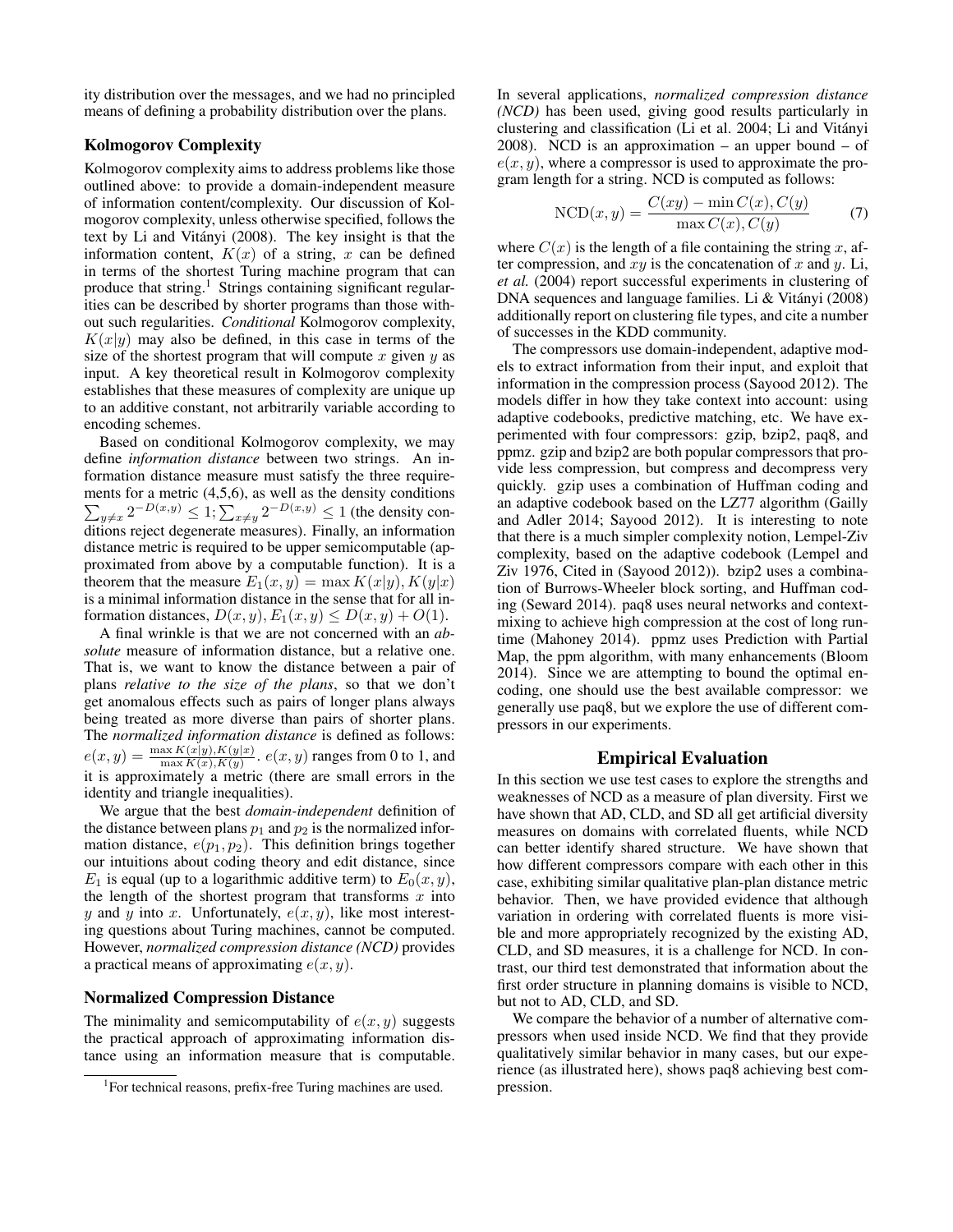ity distribution over the messages, and we had no principled means of defining a probability distribution over the plans.

### Kolmogorov Complexity

Kolmogorov complexity aims to address problems like those outlined above: to provide a domain-independent measure of information content/complexity. Our discussion of Kolmogorov complexity, unless otherwise specified, follows the text by Li and Vitányi (2008). The key insight is that the information content, $K(x)$ of a string, $x$ can be defined in terms of the shortest Turing machine program that can produce that string.[1] Strings containing significant regularities can be described by shorter programs than those without such regularities. *Conditional* Kolmogorov complexity, $K(x|y)$ may also be defined, in this case in terms of the size of the shortest program that will compute $x$ given $y$ as input. A key theoretical result in Kolmogorov complexity establishes that these measures of complexity are unique up to an additive constant, not arbitrarily variable according to encoding schemes.

Based on conditional Kolmogorov complexity, we may define *information distance* between two strings. An information distance measure must satisfy the three requirements for a metric (4,5,6), as well as the density conditions $\sum_{y \neq x} 2^{-D(x,y)} \leq 1; \sum_{x \neq y} 2^{-D(x,y)} \leq 1$ (the density conditions reject degenerate measures). Finally, an information distance metric is required to be upper semicomputable (approximated from above by a computable function). It is a theorem that the measure $E_1(x, y) = \max K(x|y), K(y|x)$ is a minimal information distance in the sense that for all information distances, $D(x, y), E_1(x, y) \leq D(x, y) + O(1)$.

A final wrinkle is that we are not concerned with an *absolute* measure of information distance, but a relative one. That is, we want to know the distance between a pair of plans *relative to the size of the plans*, so that we don't get anomalous effects such as pairs of longer plans always being treated as more diverse than pairs of shorter plans. The *normalized information distance* is defined as follows: $e(x, y) = \frac{\max K(x|y), K(y|x)}{\max K(x), K(y)}$. $e(x, y)$ ranges from 0 to 1, and it is approximately a metric (there are small errors in the identity and triangle inequalities).

We argue that the best *domain-independent* definition of the distance between plans $p_1$ and $p_2$ is the normalized information distance, $e(p_1, p_2)$. This definition brings together our intuitions about coding theory and edit distance, since $E_1$ is equal (up to a logarithmic additive term) to $E_0(x, y)$, the length of the shortest program that transforms $x$ into $y$ and $y$ into $x$. Unfortunately, $e(x, y)$, like most interesting questions about Turing machines, cannot be computed. However, *normalized compression distance (NCD)* provides a practical means of approximating $e(x, y)$.

### Normalized Compression Distance

The minimality and semicomputability of $e(x, y)$ suggests the practical approach of approximating information distance using an information measure that is computable. In several applications, *normalized compression distance (NCD)* has been used, giving good results particularly in clustering and classification (Li et al. 2004; Li and Vitányi 2008). NCD is an approximation – an upper bound – of $e(x, y)$, where a compressor is used to approximate the program length for a string. NCD is computed as follows:

$$\mathrm{NCD}(x, y) = \frac{C(xy) - \min C(x), C(y)}{\max C(x), C(y)} \tag{7}$$

where $C(x)$ is the length of a file containing the string $x$, after compression, and $xy$ is the concatenation of $x$ and $y$. Li, *et al.* (2004) report successful experiments in clustering of DNA sequences and language families. Li & Vitányi (2008) additionally report on clustering file types, and cite a number of successes in the KDD community.

The compressors use domain-independent, adaptive models to extract information from their input, and exploit that information in the compression process (Sayood 2012). The models differ in how they take context into account: using adaptive codebooks, predictive matching, etc. We have experimented with four compressors: gzip, bzip2, paq8, and ppmz. gzip and bzip2 are both popular compressors that provide less compression, but compress and decompress very quickly. gzip uses a combination of Huffman coding and an adaptive codebook based on the LZ77 algorithm (Gailly and Adler 2014; Sayood 2012). It is interesting to note that there is a much simpler complexity notion, Lempel-Ziv complexity, based on the adaptive codebook (Lempel and Ziv 1976, Cited in (Sayood 2012)). bzip2 uses a combination of Burrows-Wheeler block sorting, and Huffman coding (Seward 2014). paq8 uses neural networks and context-mixing to achieve high compression at the cost of long runtime (Mahoney 2014). ppmz uses Prediction with Partial Map, the ppm algorithm, with many enhancements (Bloom 2014). Since we are attempting to bound the optimal encoding, one should use the best available compressor: we generally use paq8, but we explore the use of different compressors in our experiments.

## Empirical Evaluation

In this section we use test cases to explore the strengths and weaknesses of NCD as a measure of plan diversity. First we have shown that AD, CLD, and SD all get artificial diversity measures on domains with correlated fluents, while NCD can better identify shared structure. We have shown that how different compressors compare with each other in this case, exhibiting similar qualitative plan-plan distance metric behavior. Then, we have provided evidence that although variation in ordering with correlated fluents is more visible and more appropriately recognized by the existing AD, CLD, and SD measures, it is a challenge for NCD. In contrast, our third test demonstrated that information about the first order structure in planning domains is visible to NCD, but not to AD, CLD, and SD.

We compare the behavior of a number of alternative compressors when used inside NCD. We find that they provide qualitatively similar behavior in many cases, but our experience (as illustrated here), shows paq8 achieving best compression.

[1] For technical reasons, prefix-free Turing machines are used.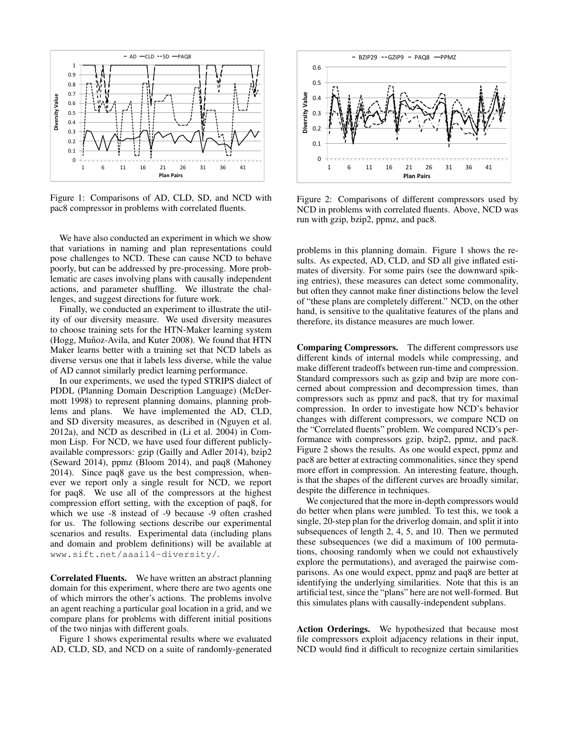Figure 1: Comparisons of AD, CLD, SD, and NCD with pac8 compressor in problems with correlated fluents.

Figure 2: Comparisons of different compressors used by NCD in problems with correlated fluents. Above, NCD was run with gzip, bzip2, ppmz, and pac8.

We have also conducted an experiment in which we show that variations in naming and plan representations could pose challenges to NCD. These can cause NCD to behave poorly, but can be addressed by pre-processing. More problematic are cases involving plans with causally independent actions, and parameter shuffling. We illustrate the challenges, and suggest directions for future work.

Finally, we conducted an experiment to illustrate the utility of our diversity measure. We used diversity measures to choose training sets for the HTN-Maker learning system (Hogg, Muñoz-Avila, and Kuter 2008). We found that HTN Maker learns better with a training set that NCD labels as diverse versus one that it labels less diverse, while the value of AD cannot similarly predict learning performance.

In our experiments, we used the typed STRIPS dialect of PDDL (Planning Domain Description Language) (McDermott 1998) to represent planning domains, planning problems and plans. We have implemented the AD, CLD, and SD diversity measures, as described in (Nguyen et al. 2012a), and NCD as described in (Li et al. 2004) in Common Lisp. For NCD, we have used four different publicly-available compressors: gzip (Gailly and Adler 2014), bzip2 (Seward 2014), ppmz (Bloom 2014), and paq8 (Mahoney 2014). Since paq8 gave us the best compression, whenever we report only a single result for NCD, we report for paq8. We use all of the compressors at the highest compression effort setting, with the exception of paq8, for which we use -8 instead of -9 because -9 often crashed for us. The following sections describe our experimental scenarios and results. Experimental data (including plans and domain and problem definitions) will be available at `www.sift.net/aaai14-diversity/`.

**Correlated Fluents.** We have written an abstract planning domain for this experiment, where there are two agents one of which mirrors the other's actions. The problems involve an agent reaching a particular goal location in a grid, and we compare plans for problems with different initial positions of the two ninjas with different goals.

Figure 1 shows experimental results where we evaluated AD, CLD, SD, and NCD on a suite of randomly-generated problems in this planning domain. Figure 1 shows the results. As expected, AD, CLD, and SD all give inflated estimates of diversity. For some pairs (see the downward spiking entries), these measures can detect some commonality, but often they cannot make finer distinctions below the level of "these plans are completely different." NCD, on the other hand, is sensitive to the qualitative features of the plans and therefore, its distance measures are much lower.

**Comparing Compressors.** The different compressors use different kinds of internal models while compressing, and make different tradeoffs between run-time and compression. Standard compressors such as gzip and bzip are more concerned about compression and decompression times, than compressors such as ppmz and pac8, that try for maximal compression. In order to investigate how NCD's behavior changes with different compressors, we compare NCD on the "Correlated fluents" problem. We compared NCD's performance with compressors gzip, bzip2, ppmz, and pac8. Figure 2 shows the results. As one would expect, ppmz and pac8 are better at extracting commonalities, since they spend more effort in compression. An interesting feature, though, is that the shapes of the different curves are broadly similar, despite the difference in techniques.

We conjectured that the more in-depth compressors would do better when plans were jumbled. To test this, we took a single, 20-step plan for the driverlog domain, and split it into subsequences of length 2, 4, 5, and 10. Then we permuted these subsequences (we did a maximum of 100 permutations, choosing randomly when we could not exhaustively explore the permutations), and averaged the pairwise comparisons. As one would expect, ppmz and paq8 are better at identifying the underlying similarities. Note that this is an artificial test, since the "plans" here are not well-formed. But this simulates plans with causally-independent subplans.

**Action Orderings.** We hypothesized that because most file compressors exploit adjacency relations in their input, NCD would find it difficult to recognize certain similarities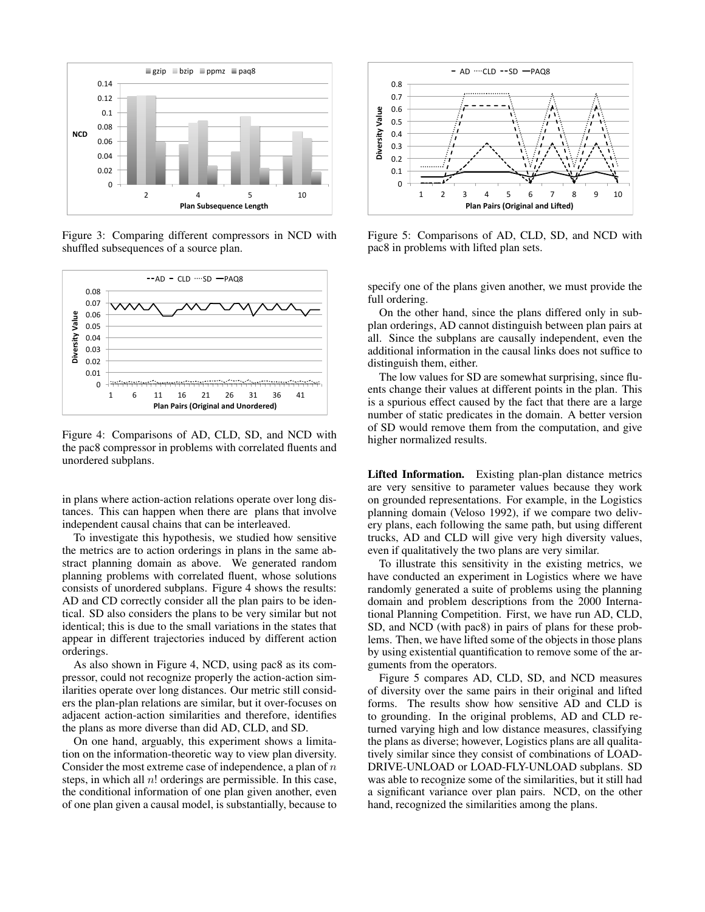Figure 3: Comparing different compressors in NCD with shuffled subsequences of a source plan.

Figure 4: Comparisons of AD, CLD, SD, and NCD with the pac8 compressor in problems with correlated fluents and unordered subplans.

in plans where action-action relations operate over long distances. This can happen when there are plans that involve independent causal chains that can be interleaved.

To investigate this hypothesis, we studied how sensitive the metrics are to action orderings in plans in the same abstract planning domain as above. We generated random planning problems with correlated fluent, whose solutions consists of unordered subplans. Figure 4 shows the results: AD and CD correctly consider all the plan pairs to be identical. SD also considers the plans to be very similar but not identical; this is due to the small variations in the states that appear in different trajectories induced by different action orderings.

As also shown in Figure 4, NCD, using pac8 as its compressor, could not recognize properly the action-action similarities operate over long distances. Our metric still considers the plan-plan relations are similar, but it over-focuses on adjacent action-action similarities and therefore, identifies the plans as more diverse than did AD, CLD, and SD.

On one hand, arguably, this experiment shows a limitation on the information-theoretic way to view plan diversity. Consider the most extreme case of independence, a plan of $n$ steps, in which all $n!$ orderings are permissible. In this case, the conditional information of one plan given another, even of one plan given a causal model, is substantially, because to specify one of the plans given another, we must provide the full ordering.

Figure 5: Comparisons of AD, CLD, SD, and NCD with pac8 in problems with lifted plan sets.

On the other hand, since the plans differed only in subplan orderings, AD cannot distinguish between plan pairs at all. Since the subplans are causally independent, even the additional information in the causal links does not suffice to distinguish them, either.

The low values for SD are somewhat surprising, since fluents change their values at different points in the plan. This is a spurious effect caused by the fact that there are a large number of static predicates in the domain. A better version of SD would remove them from the computation, and give higher normalized results.

**Lifted Information.** Existing plan-plan distance metrics are very sensitive to parameter values because they work on grounded representations. For example, in the Logistics planning domain (Veloso 1992), if we compare two delivery plans, each following the same path, but using different trucks, AD and CLD will give very high diversity values, even if qualitatively the two plans are very similar.

To illustrate this sensitivity in the existing metrics, we have conducted an experiment in Logistics where we have randomly generated a suite of problems using the planning domain and problem descriptions from the 2000 International Planning Competition. First, we have run AD, CLD, SD, and NCD (with pac8) in pairs of plans for these problems. Then, we have lifted some of the objects in those plans by using existential quantification to remove some of the arguments from the operators.

Figure 5 compares AD, CLD, SD, and NCD measures of diversity over the same pairs in their original and lifted forms. The results show how sensitive AD and CLD is to grounding. In the original problems, AD and CLD returned varying high and low distance measures, classifying the plans as diverse; however, Logistics plans are all qualitatively similar since they consist of combinations of LOAD-DRIVE-UNLOAD or LOAD-FLY-UNLOAD subplans. SD was able to recognize some of the similarities, but it still had a significant variance over plan pairs. NCD, on the other hand, recognized the similarities among the plans.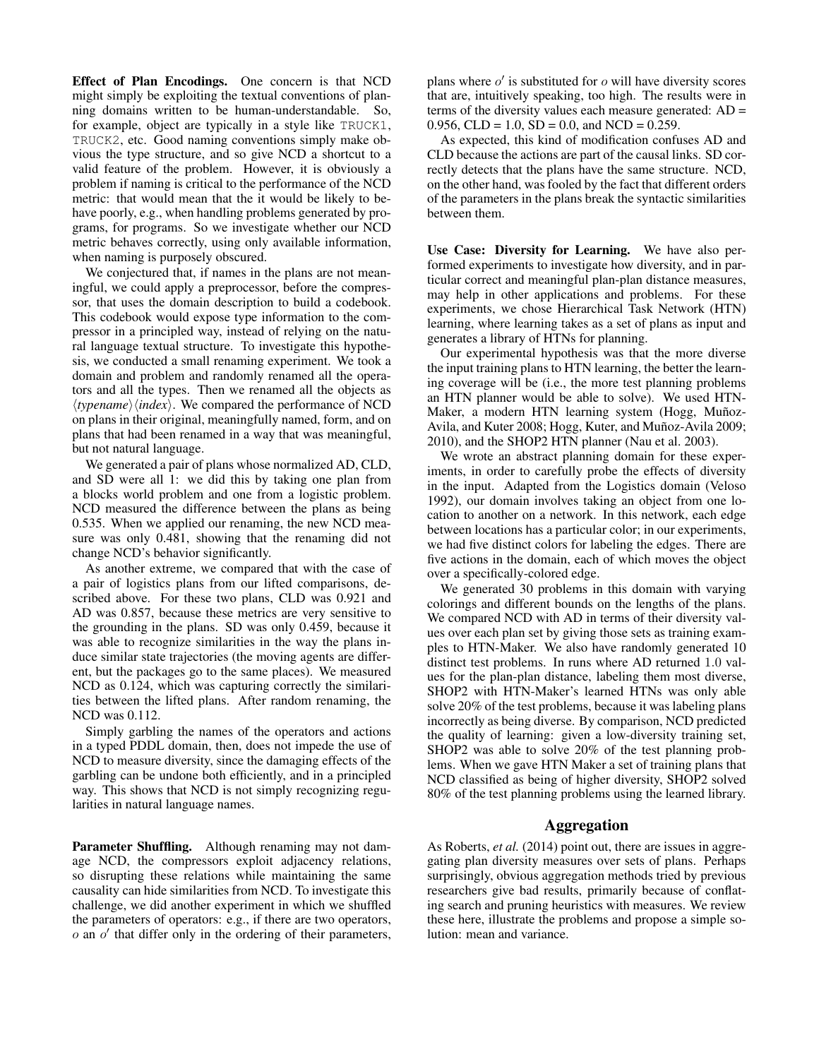**Effect of Plan Encodings.** One concern is that NCD might simply be exploiting the textual conventions of planning domains written to be human-understandable. So, for example, object are typically in a style like TRUCK1, TRUCK2, etc. Good naming conventions simply make obvious the type structure, and so give NCD a shortcut to a valid feature of the problem. However, it is obviously a problem if naming is critical to the performance of the NCD metric: that would mean that the it would be likely to behave poorly, e.g., when handling problems generated by programs, for programs. So we investigate whether our NCD metric behaves correctly, using only available information, when naming is purposely obscured.

We conjectured that, if names in the plans are not meaningful, we could apply a preprocessor, before the compressor, that uses the domain description to build a codebook. This codebook would expose type information to the compressor in a principled way, instead of relying on the natural language textual structure. To investigate this hypothesis, we conducted a small renaming experiment. We took a domain and problem and randomly renamed all the operators and all the types. Then we renamed all the objects as $\langle$*typename*$\rangle\langle$*index*$\rangle$. We compared the performance of NCD on plans in their original, meaningfully named, form, and on plans that had been renamed in a way that was meaningful, but not natural language.

We generated a pair of plans whose normalized AD, CLD, and SD were all 1: we did this by taking one plan from a blocks world problem and one from a logistic problem. NCD measured the difference between the plans as being 0.535. When we applied our renaming, the new NCD measure was only 0.481, showing that the renaming did not change NCD's behavior significantly.

As another extreme, we compared that with the case of a pair of logistics plans from our lifted comparisons, described above. For these two plans, CLD was 0.921 and AD was 0.857, because these metrics are very sensitive to the grounding in the plans. SD was only 0.459, because it was able to recognize similarities in the way the plans induce similar state trajectories (the moving agents are different, but the packages go to the same places). We measured NCD as 0.124, which was capturing correctly the similarities between the lifted plans. After random renaming, the NCD was 0.112.

Simply garbling the names of the operators and actions in a typed PDDL domain, then, does not impede the use of NCD to measure diversity, since the damaging effects of the garbling can be undone both efficiently, and in a principled way. This shows that NCD is not simply recognizing regularities in natural language names.

**Parameter Shuffling.** Although renaming may not damage NCD, the compressors exploit adjacency relations, so disrupting these relations while maintaining the same causality can hide similarities from NCD. To investigate this challenge, we did another experiment in which we shuffled the parameters of operators: e.g., if there are two operators, $o$ an $o'$ that differ only in the ordering of their parameters, plans where $o'$ is substituted for $o$ will have diversity scores that are, intuitively speaking, too high. The results were in terms of the diversity values each measure generated: AD = 0.956, CLD = 1.0, SD = 0.0, and NCD = 0.259.

As expected, this kind of modification confuses AD and CLD because the actions are part of the causal links. SD correctly detects that the plans have the same structure. NCD, on the other hand, was fooled by the fact that different orders of the parameters in the plans break the syntactic similarities between them.

**Use Case: Diversity for Learning.** We have also performed experiments to investigate how diversity, and in particular correct and meaningful plan-plan distance measures, may help in other applications and problems. For these experiments, we chose Hierarchical Task Network (HTN) learning, where learning takes as a set of plans as input and generates a library of HTNs for planning.

Our experimental hypothesis was that the more diverse the input training plans to HTN learning, the better the learning coverage will be (i.e., the more test planning problems an HTN planner would be able to solve). We used HTN-Maker, a modern HTN learning system (Hogg, Muñoz-Avila, and Kuter 2008; Hogg, Kuter, and Muñoz-Avila 2009; 2010), and the SHOP2 HTN planner (Nau et al. 2003).

We wrote an abstract planning domain for these experiments, in order to carefully probe the effects of diversity in the input. Adapted from the Logistics domain (Veloso 1992), our domain involves taking an object from one location to another on a network. In this network, each edge between locations has a particular color; in our experiments, we had five distinct colors for labeling the edges. There are five actions in the domain, each of which moves the object over a specifically-colored edge.

We generated 30 problems in this domain with varying colorings and different bounds on the lengths of the plans. We compared NCD with AD in terms of their diversity values over each plan set by giving those sets as training examples to HTN-Maker. We also have randomly generated 10 distinct test problems. In runs where AD returned 1.0 values for the plan-plan distance, labeling them most diverse, SHOP2 with HTN-Maker's learned HTNs was only able solve 20% of the test problems, because it was labeling plans incorrectly as being diverse. By comparison, NCD predicted the quality of learning: given a low-diversity training set, SHOP2 was able to solve 20% of the test planning problems. When we gave HTN Maker a set of training plans that NCD classified as being of higher diversity, SHOP2 solved 80% of the test planning problems using the learned library.

## Aggregation

As Roberts, *et al.* (2014) point out, there are issues in aggregating plan diversity measures over sets of plans. Perhaps surprisingly, obvious aggregation methods tried by previous researchers give bad results, primarily because of conflating search and pruning heuristics with measures. We review these here, illustrate the problems and propose a simple solution: mean and variance.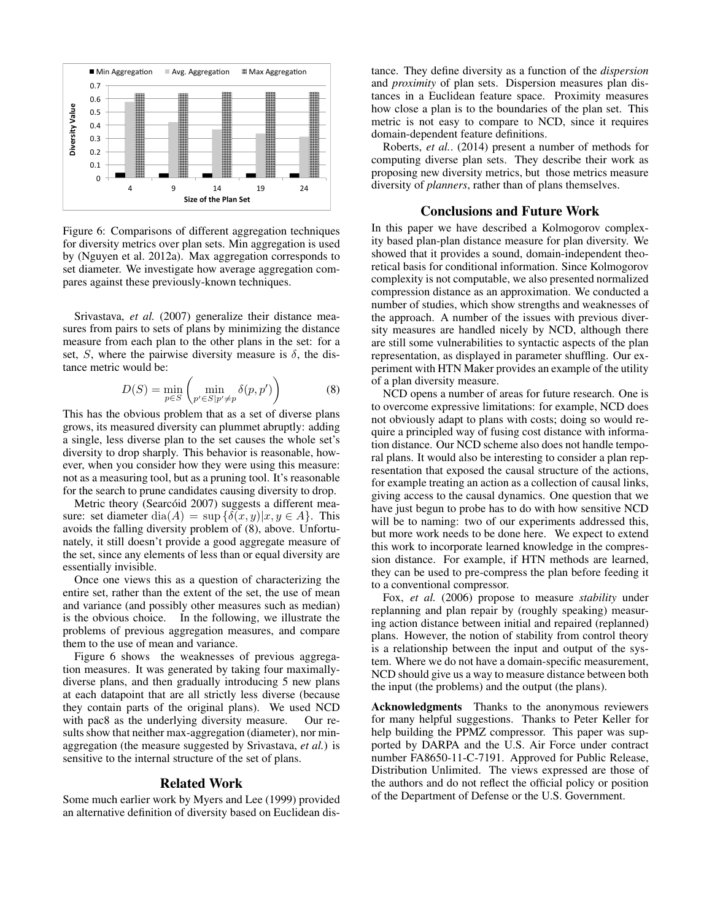Figure 6: Comparisons of different aggregation techniques for diversity metrics over plan sets. Min aggregation is used by (Nguyen et al. 2012a). Max aggregation corresponds to set diameter. We investigate how average aggregation compares against these previously-known techniques.

Srivastava, *et al.* (2007) generalize their distance measures from pairs to sets of plans by minimizing the distance measure from each plan to the other plans in the set: for a set, $S$, where the pairwise diversity measure is $\delta$, the distance metric would be:

$$D(S) = \min_{p \in S} \left( \min_{p' \in S | p' \neq p} \delta(p, p') \right) \quad (8)$$

This has the obvious problem that as a set of diverse plans grows, its measured diversity can plummet abruptly: adding a single, less diverse plan to the set causes the whole set's diversity to drop sharply. This behavior is reasonable, however, when you consider how they were using this measure: not as a measuring tool, but as a pruning tool. It's reasonable for the search to prune candidates causing diversity to drop.

Metric theory (Searcóid 2007) suggests a different measure: set diameter $\text{dia}(A) = \sup \{\delta(x, y) | x, y \in A\}$. This avoids the falling diversity problem of (8), above. Unfortunately, it still doesn't provide a good aggregate measure of the set, since any elements of less than or equal diversity are essentially invisible.

Once one views this as a question of characterizing the entire set, rather than the extent of the set, the use of mean and variance (and possibly other measures such as median) is the obvious choice. In the following, we illustrate the problems of previous aggregation measures, and compare them to the use of mean and variance.

Figure 6 shows the weaknesses of previous aggregation measures. It was generated by taking four maximally-diverse plans, and then gradually introducing 5 new plans at each datapoint that are all strictly less diverse (because they contain parts of the original plans). We used NCD with pac8 as the underlying diversity measure. Our results show that neither max-aggregation (diameter), nor min-aggregation (the measure suggested by Srivastava, *et al.*) is sensitive to the internal structure of the set of plans.

## Related Work

Some much earlier work by Myers and Lee (1999) provided an alternative definition of diversity based on Euclidean distance. They define diversity as a function of the *dispersion* and *proximity* of plan sets. Dispersion measures plan distances in a Euclidean feature space. Proximity measures how close a plan is to the boundaries of the plan set. This metric is not easy to compare to NCD, since it requires domain-dependent feature definitions.

Roberts, *et al.*. (2014) present a number of methods for computing diverse plan sets. They describe their work as proposing new diversity metrics, but those metrics measure diversity of *planners*, rather than of plans themselves.

## Conclusions and Future Work

In this paper we have described a Kolmogorov complexity based plan-plan distance measure for plan diversity. We showed that it provides a sound, domain-independent theoretical basis for conditional information. Since Kolmogorov complexity is not computable, we also presented normalized compression distance as an approximation. We conducted a number of studies, which show strengths and weaknesses of the approach. A number of the issues with previous diversity measures are handled nicely by NCD, although there are still some vulnerabilities to syntactic aspects of the plan representation, as displayed in parameter shuffling. Our experiment with HTN Maker provides an example of the utility of a plan diversity measure.

NCD opens a number of areas for future research. One is to overcome expressive limitations: for example, NCD does not obviously adapt to plans with costs; doing so would require a principled way of fusing cost distance with information distance. Our NCD scheme also does not handle temporal plans. It would also be interesting to consider a plan representation that exposed the causal structure of the actions, for example treating an action as a collection of causal links, giving access to the causal dynamics. One question that we have just begun to probe has to do with how sensitive NCD will be to naming: two of our experiments addressed this, but more work needs to be done here. We expect to extend this work to incorporate learned knowledge in the compression distance. For example, if HTN methods are learned, they can be used to pre-compress the plan before feeding it to a conventional compressor.

Fox, *et al.* (2006) propose to measure *stability* under replanning and plan repair by (roughly speaking) measuring action distance between initial and repaired (replanned) plans. However, the notion of stability from control theory is a relationship between the input and output of the system. Where we do not have a domain-specific measurement, NCD should give us a way to measure distance between both the input (the problems) and the output (the plans).

**Acknowledgments** Thanks to the anonymous reviewers for many helpful suggestions. Thanks to Peter Keller for help building the PPMZ compressor. This paper was supported by DARPA and the U.S. Air Force under contract number FA8650-11-C-7191. Approved for Public Release, Distribution Unlimited. The views expressed are those of the authors and do not reflect the official policy or position of the Department of Defense or the U.S. Government.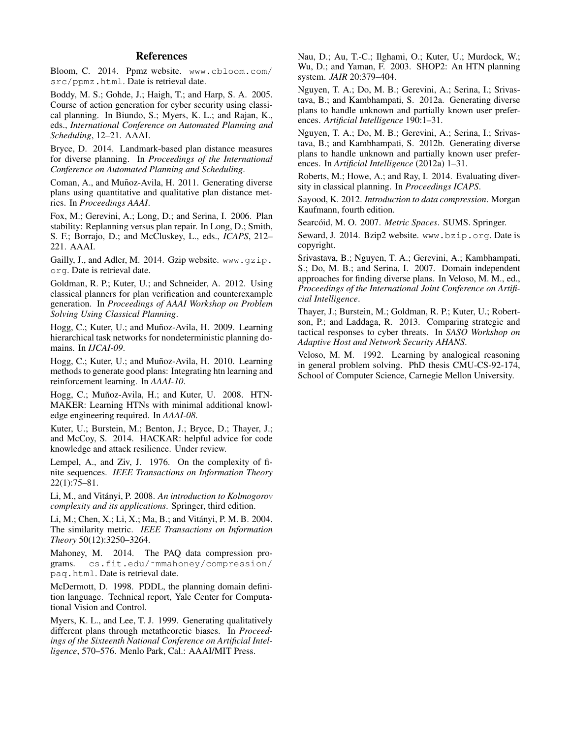## References

Bloom, C. 2014. Ppmz website. www.cbloom.com/src/ppmz.html. Date is retrieval date.

Boddy, M. S.; Gohde, J.; Haigh, T.; and Harp, S. A. 2005. Course of action generation for cyber security using classical planning. In Biundo, S.; Myers, K. L.; and Rajan, K., eds., *International Conference on Automated Planning and Scheduling*, 12–21. AAAI.

Bryce, D. 2014. Landmark-based plan distance measures for diverse planning. In *Proceedings of the International Conference on Automated Planning and Scheduling*.

Coman, A., and Muñoz-Avila, H. 2011. Generating diverse plans using quantitative and qualitative plan distance metrics. In *Proceedings AAAI*.

Fox, M.; Gerevini, A.; Long, D.; and Serina, I. 2006. Plan stability: Replanning versus plan repair. In Long, D.; Smith, S. F.; Borrajo, D.; and McCluskey, L., eds., *ICAPS*, 212–221. AAAI.

Gailly, J., and Adler, M. 2014. Gzip website. www.gzip.org. Date is retrieval date.

Goldman, R. P.; Kuter, U.; and Schneider, A. 2012. Using classical planners for plan verification and counterexample generation. In *Proceedings of AAAI Workshop on Problem Solving Using Classical Planning*.

Hogg, C.; Kuter, U.; and Muñoz-Avila, H. 2009. Learning hierarchical task networks for nondeterministic planning domains. In *IJCAI-09*.

Hogg, C.; Kuter, U.; and Muñoz-Avila, H. 2010. Learning methods to generate good plans: Integrating htn learning and reinforcement learning. In *AAAI-10*.

Hogg, C.; Muñoz-Avila, H.; and Kuter, U. 2008. HTN-MAKER: Learning HTNs with minimal additional knowledge engineering required. In *AAAI-08*.

Kuter, U.; Burstein, M.; Benton, J.; Bryce, D.; Thayer, J.; and McCoy, S. 2014. HACKAR: helpful advice for code knowledge and attack resilience. Under review.

Lempel, A., and Ziv, J. 1976. On the complexity of finite sequences. *IEEE Transactions on Information Theory* 22(1):75–81.

Li, M., and Vitányi, P. 2008. *An introduction to Kolmogorov complexity and its applications*. Springer, third edition.

Li, M.; Chen, X.; Li, X.; Ma, B.; and Vitányi, P. M. B. 2004. The similarity metric. *IEEE Transactions on Information Theory* 50(12):3250–3264.

Mahoney, M. 2014. The PAQ data compression programs. cs.fit.edu/~mmahoney/compression/paq.html. Date is retrieval date.

McDermott, D. 1998. PDDL, the planning domain definition language. Technical report, Yale Center for Computational Vision and Control.

Myers, K. L., and Lee, T. J. 1999. Generating qualitatively different plans through metatheoretic biases. In *Proceedings of the Sixteenth National Conference on Artificial Intelligence*, 570–576. Menlo Park, Cal.: AAAI/MIT Press.

Nau, D.; Au, T.-C.; Ilghami, O.; Kuter, U.; Murdock, W.; Wu, D.; and Yaman, F. 2003. SHOP2: An HTN planning system. *JAIR* 20:379–404.

Nguyen, T. A.; Do, M. B.; Gerevini, A.; Serina, I.; Srivastava, B.; and Kambhampati, S. 2012a. Generating diverse plans to handle unknown and partially known user preferences. *Artificial Intelligence* 190:1–31.

Nguyen, T. A.; Do, M. B.; Gerevini, A.; Serina, I.; Srivastava, B.; and Kambhampati, S. 2012b. Generating diverse plans to handle unknown and partially known user preferences. In *Artificial Intelligence* (2012a) 1–31.

Roberts, M.; Howe, A.; and Ray, I. 2014. Evaluating diversity in classical planning. In *Proceedings ICAPS*.

Sayood, K. 2012. *Introduction to data compression*. Morgan Kaufmann, fourth edition.

Searcóid, M. O. 2007. *Metric Spaces*. SUMS. Springer.

Seward, J. 2014. Bzip2 website. www.bzip.org. Date is copyright.

Srivastava, B.; Nguyen, T. A.; Gerevini, A.; Kambhampati, S.; Do, M. B.; and Serina, I. 2007. Domain independent approaches for finding diverse plans. In Veloso, M. M., ed., *Proceedings of the International Joint Conference on Artificial Intelligence*.

Thayer, J.; Burstein, M.; Goldman, R. P.; Kuter, U.; Robertson, P.; and Laddaga, R. 2013. Comparing strategic and tactical responses to cyber threats. In *SASO Workshop on Adaptive Host and Network Security AHANS*.

Veloso, M. M. 1992. Learning by analogical reasoning in general problem solving. PhD thesis CMU-CS-92-174, School of Computer Science, Carnegie Mellon University.